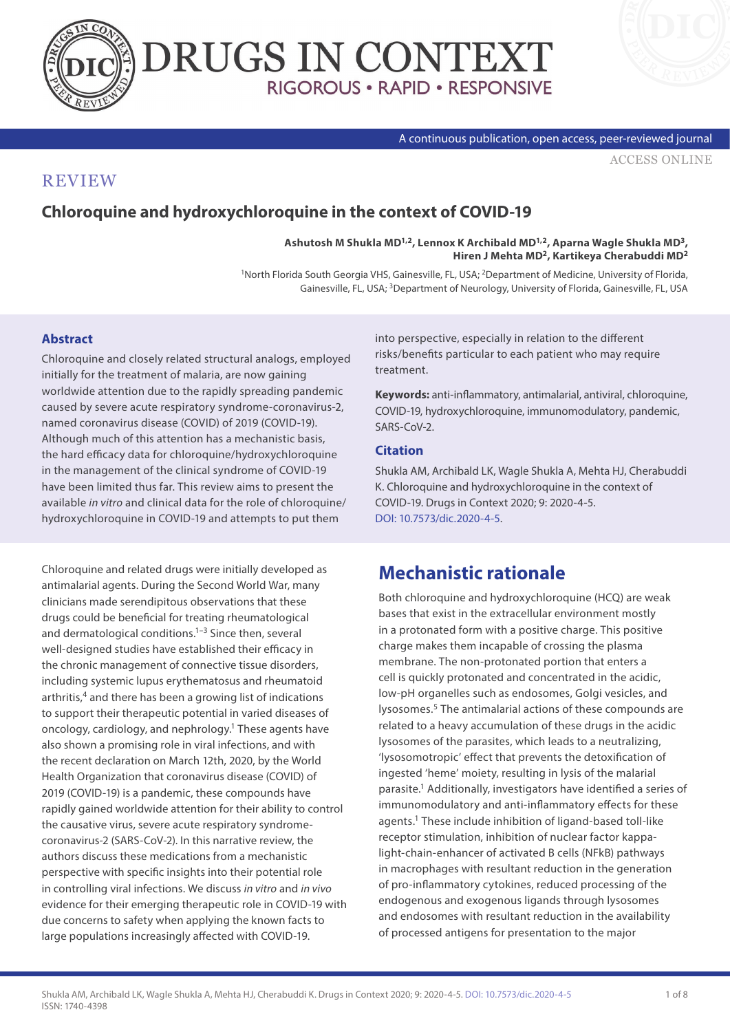REVIEW

# Chloroquine and hydroxychloroquine in the context of COVID-19

**Ashutosh M Shukla MD[1,2], Lennox K Archibald MD[1,2], Aparna Wagle Shukla MD[3], Hiren J Mehta MD[2], Kartikeya Cherabuddi MD[2]**

[1]North Florida South Georgia VHS, Gainesville, FL, USA; [2]Department of Medicine, University of Florida, Gainesville, FL, USA; [3]Department of Neurology, University of Florida, Gainesville, FL, USA

### Abstract

Chloroquine and closely related structural analogs, employed initially for the treatment of malaria, are now gaining worldwide attention due to the rapidly spreading pandemic caused by severe acute respiratory syndrome-coronavirus-2, named coronavirus disease (COVID) of 2019 (COVID-19). Although much of this attention has a mechanistic basis, the hard efficacy data for chloroquine/hydroxychloroquine in the management of the clinical syndrome of COVID-19 have been limited thus far. This review aims to present the available *in vitro* and clinical data for the role of chloroquine/hydroxychloroquine in COVID-19 and attempts to put them into perspective, especially in relation to the different risks/benefits particular to each patient who may require treatment.

**Keywords:** anti-inflammatory, antimalarial, antiviral, chloroquine, COVID-19, hydroxychloroquine, immunomodulatory, pandemic, SARS-CoV-2.

### Citation

Shukla AM, Archibald LK, Wagle Shukla A, Mehta HJ, Cherabuddi K. Chloroquine and hydroxychloroquine in the context of COVID-19. Drugs in Context 2020; 9: 2020-4-5. DOI: 10.7573/dic.2020-4-5.

Chloroquine and related drugs were initially developed as antimalarial agents. During the Second World War, many clinicians made serendipitous observations that these drugs could be beneficial for treating rheumatological and dermatological conditions.[1–3] Since then, several well-designed studies have established their efficacy in the chronic management of connective tissue disorders, including systemic lupus erythematosus and rheumatoid arthritis,[4] and there has been a growing list of indications to support their therapeutic potential in varied diseases of oncology, cardiology, and nephrology.[1] These agents have also shown a promising role in viral infections, and with the recent declaration on March 12th, 2020, by the World Health Organization that coronavirus disease (COVID) of 2019 (COVID-19) is a pandemic, these compounds have rapidly gained worldwide attention for their ability to control the causative virus, severe acute respiratory syndrome-coronavirus-2 (SARS-CoV-2). In this narrative review, the authors discuss these medications from a mechanistic perspective with specific insights into their potential role in controlling viral infections. We discuss *in vitro* and *in vivo* evidence for their emerging therapeutic role in COVID-19 with due concerns to safety when applying the known facts to large populations increasingly affected with COVID-19.

## Mechanistic rationale

Both chloroquine and hydroxychloroquine (HCQ) are weak bases that exist in the extracellular environment mostly in a protonated form with a positive charge. This positive charge makes them incapable of crossing the plasma membrane. The non-protonated portion that enters a cell is quickly protonated and concentrated in the acidic, low-pH organelles such as endosomes, Golgi vesicles, and lysosomes.[5] The antimalarial actions of these compounds are related to a heavy accumulation of these drugs in the acidic lysosomes of the parasites, which leads to a neutralizing, 'lysosomotropic' effect that prevents the detoxification of ingested 'heme' moiety, resulting in lysis of the malarial parasite.[1] Additionally, investigators have identified a series of immunomodulatory and anti-inflammatory effects for these agents.[1] These include inhibition of ligand-based toll-like receptor stimulation, inhibition of nuclear factor kappa-light-chain-enhancer of activated B cells (NFkB) pathways in macrophages with resultant reduction in the generation of pro-inflammatory cytokines, reduced processing of the endogenous and exogenous ligands through lysosomes and endosomes with resultant reduction in the availability of processed antigens for presentation to the major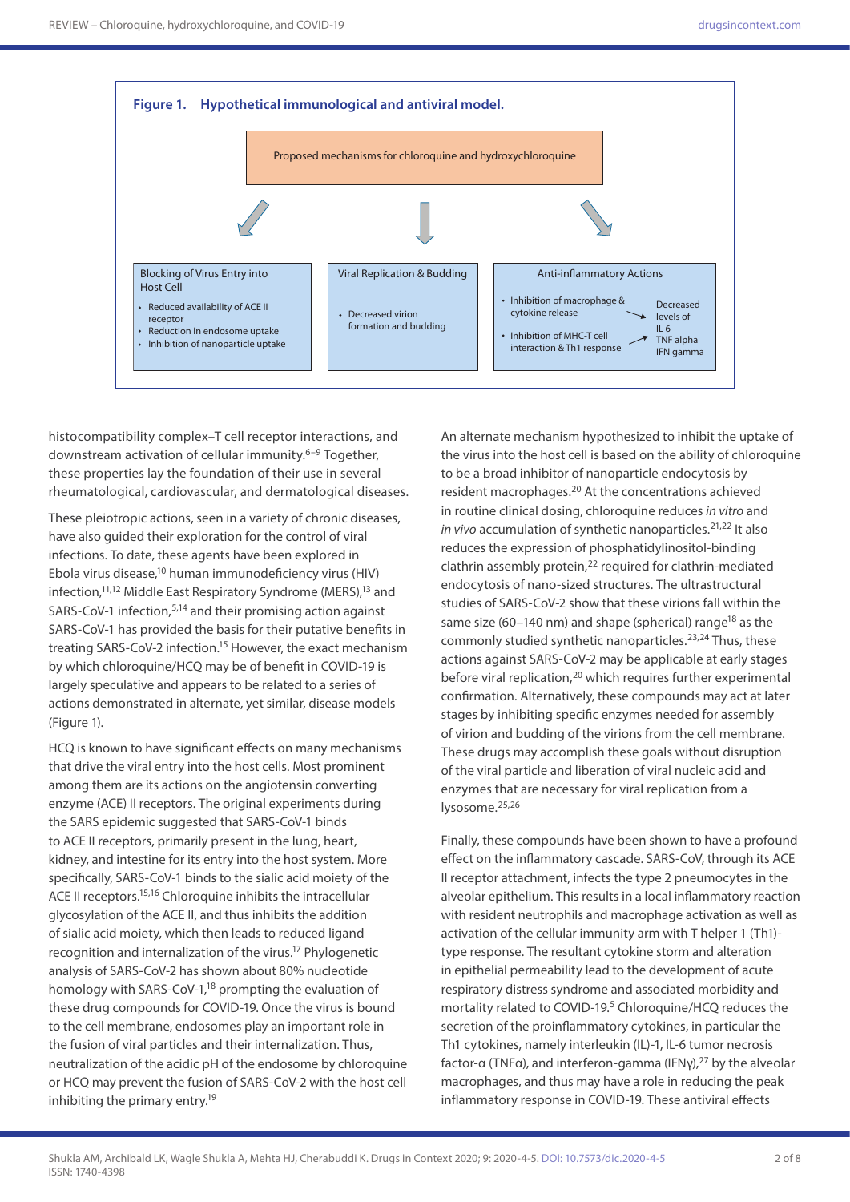**Figure 1. Hypothetical immunological and antiviral model.**

Proposed mechanisms for chloroquine and hydroxychloroquine

**Blocking of Virus Entry into Host Cell**

- Reduced availability of ACE II receptor
- Reduction in endosome uptake
- Inhibition of nanoparticle uptake

**Viral Replication & Budding**

- Decreased virion formation and budding

**Anti-inflammatory Actions**

- Inhibition of macrophage & cytokine release
- Inhibition of MHC-T cell interaction & Th1 response

Decreased levels of IL 6, TNF alpha, IFN gamma

histocompatibility complex–T cell receptor interactions, and downstream activation of cellular immunity.[6–9] Together, these properties lay the foundation of their use in several rheumatological, cardiovascular, and dermatological diseases.

These pleiotropic actions, seen in a variety of chronic diseases, have also guided their exploration for the control of viral infections. To date, these agents have been explored in Ebola virus disease,[10] human immunodeficiency virus (HIV) infection,[11,12] Middle East Respiratory Syndrome (MERS),[13] and SARS-CoV-1 infection,[5,14] and their promising action against SARS-CoV-1 has provided the basis for their putative benefits in treating SARS-CoV-2 infection.[15] However, the exact mechanism by which chloroquine/HCQ may be of benefit in COVID-19 is largely speculative and appears to be related to a series of actions demonstrated in alternate, yet similar, disease models (Figure 1).

HCQ is known to have significant effects on many mechanisms that drive the viral entry into the host cells. Most prominent among them are its actions on the angiotensin converting enzyme (ACE) II receptors. The original experiments during the SARS epidemic suggested that SARS-CoV-1 binds to ACE II receptors, primarily present in the lung, heart, kidney, and intestine for its entry into the host system. More specifically, SARS-CoV-1 binds to the sialic acid moiety of the ACE II receptors.[15,16] Chloroquine inhibits the intracellular glycosylation of the ACE II, and thus inhibits the addition of sialic acid moiety, which then leads to reduced ligand recognition and internalization of the virus.[17] Phylogenetic analysis of SARS-CoV-2 has shown about 80% nucleotide homology with SARS-CoV-1,[18] prompting the evaluation of these drug compounds for COVID-19. Once the virus is bound to the cell membrane, endosomes play an important role in the fusion of viral particles and their internalization. Thus, neutralization of the acidic pH of the endosome by chloroquine or HCQ may prevent the fusion of SARS-CoV-2 with the host cell inhibiting the primary entry.[19]

An alternate mechanism hypothesized to inhibit the uptake of the virus into the host cell is based on the ability of chloroquine to be a broad inhibitor of nanoparticle endocytosis by resident macrophages.[20] At the concentrations achieved in routine clinical dosing, chloroquine reduces *in vitro* and *in vivo* accumulation of synthetic nanoparticles.[21,22] It also reduces the expression of phosphatidylinositol-binding clathrin assembly protein,[22] required for clathrin-mediated endocytosis of nano-sized structures. The ultrastructural studies of SARS-CoV-2 show that these virions fall within the same size (60–140 nm) and shape (spherical) range[18] as the commonly studied synthetic nanoparticles.[23,24] Thus, these actions against SARS-CoV-2 may be applicable at early stages before viral replication,[20] which requires further experimental confirmation. Alternatively, these compounds may act at later stages by inhibiting specific enzymes needed for assembly of virion and budding of the virions from the cell membrane. These drugs may accomplish these goals without disruption of the viral particle and liberation of viral nucleic acid and enzymes that are necessary for viral replication from a lysosome.[25,26]

Finally, these compounds have been shown to have a profound effect on the inflammatory cascade. SARS-CoV, through its ACE II receptor attachment, infects the type 2 pneumocytes in the alveolar epithelium. This results in a local inflammatory reaction with resident neutrophils and macrophage activation as well as activation of the cellular immunity arm with T helper 1 (Th1)-type response. The resultant cytokine storm and alteration in epithelial permeability lead to the development of acute respiratory distress syndrome and associated morbidity and mortality related to COVID-19.[5] Chloroquine/HCQ reduces the secretion of the proinflammatory cytokines, in particular the Th1 cytokines, namely interleukin (IL)-1, IL-6 tumor necrosis factor-α (TNFα), and interferon-gamma (IFNγ),[27] by the alveolar macrophages, and thus may have a role in reducing the peak inflammatory response in COVID-19. These antiviral effects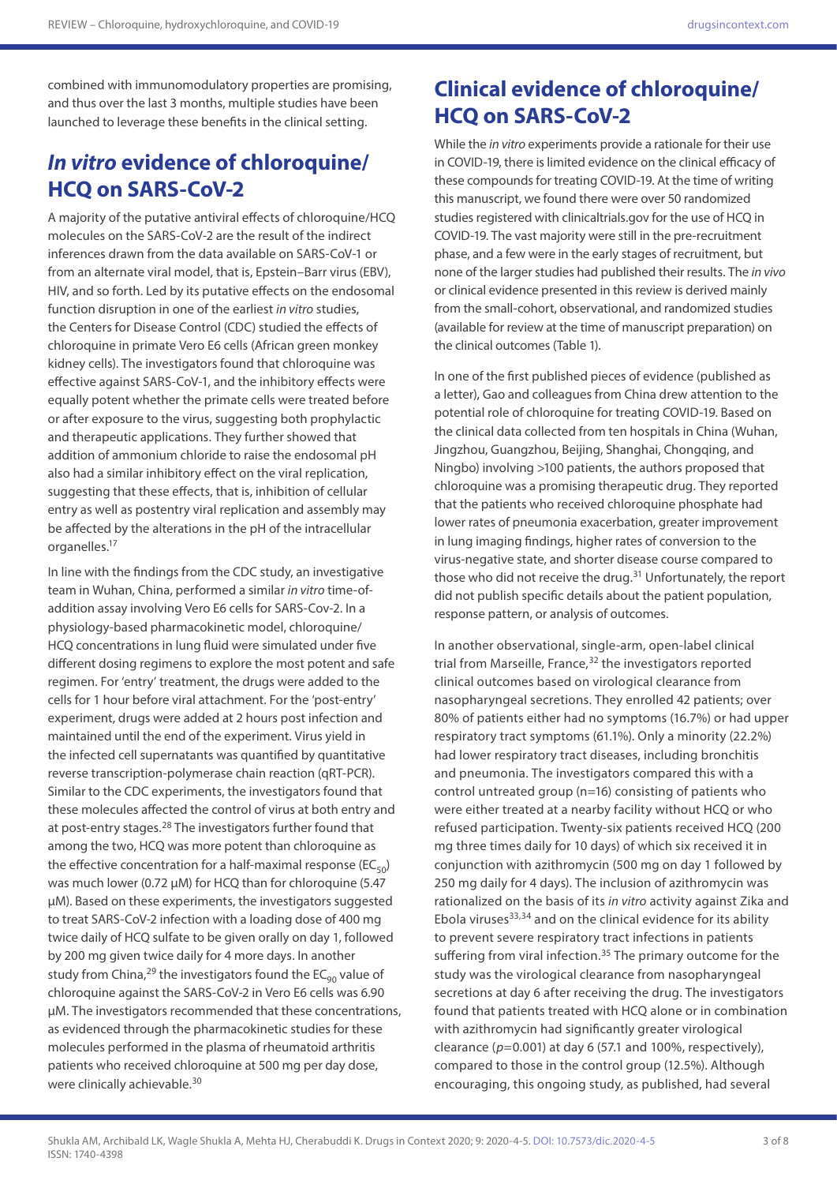combined with immunomodulatory properties are promising, and thus over the last 3 months, multiple studies have been launched to leverage these benefits in the clinical setting.

## *In vitro* evidence of chloroquine/HCQ on SARS-CoV-2

A majority of the putative antiviral effects of chloroquine/HCQ molecules on the SARS-CoV-2 are the result of the indirect inferences drawn from the data available on SARS-CoV-1 or from an alternate viral model, that is, Epstein–Barr virus (EBV), HIV, and so forth. Led by its putative effects on the endosomal function disruption in one of the earliest *in vitro* studies, the Centers for Disease Control (CDC) studied the effects of chloroquine in primate Vero E6 cells (African green monkey kidney cells). The investigators found that chloroquine was effective against SARS-CoV-1, and the inhibitory effects were equally potent whether the primate cells were treated before or after exposure to the virus, suggesting both prophylactic and therapeutic applications. They further showed that addition of ammonium chloride to raise the endosomal pH also had a similar inhibitory effect on the viral replication, suggesting that these effects, that is, inhibition of cellular entry as well as postentry viral replication and assembly may be affected by the alterations in the pH of the intracellular organelles.[17]

In line with the findings from the CDC study, an investigative team in Wuhan, China, performed a similar *in vitro* time-of-addition assay involving Vero E6 cells for SARS-Cov-2. In a physiology-based pharmacokinetic model, chloroquine/HCQ concentrations in lung fluid were simulated under five different dosing regimens to explore the most potent and safe regimen. For 'entry' treatment, the drugs were added to the cells for 1 hour before viral attachment. For the 'post-entry' experiment, drugs were added at 2 hours post infection and maintained until the end of the experiment. Virus yield in the infected cell supernatants was quantified by quantitative reverse transcription-polymerase chain reaction (qRT-PCR). Similar to the CDC experiments, the investigators found that these molecules affected the control of virus at both entry and at post-entry stages.[28] The investigators further found that among the two, HCQ was more potent than chloroquine as the effective concentration for a half-maximal response ($EC_{50}$) was much lower (0.72 µM) for HCQ than for chloroquine (5.47 µM). Based on these experiments, the investigators suggested to treat SARS-CoV-2 infection with a loading dose of 400 mg twice daily of HCQ sulfate to be given orally on day 1, followed by 200 mg given twice daily for 4 more days. In another study from China,[29] the investigators found the $EC_{90}$ value of chloroquine against the SARS-CoV-2 in Vero E6 cells was 6.90 µM. The investigators recommended that these concentrations, as evidenced through the pharmacokinetic studies for these molecules performed in the plasma of rheumatoid arthritis patients who received chloroquine at 500 mg per day dose, were clinically achievable.[30]

## Clinical evidence of chloroquine/HCQ on SARS-CoV-2

While the *in vitro* experiments provide a rationale for their use in COVID-19, there is limited evidence on the clinical efficacy of these compounds for treating COVID-19. At the time of writing this manuscript, we found there were over 50 randomized studies registered with clinicaltrials.gov for the use of HCQ in COVID-19. The vast majority were still in the pre-recruitment phase, and a few were in the early stages of recruitment, but none of the larger studies had published their results. The *in vivo* or clinical evidence presented in this review is derived mainly from the small-cohort, observational, and randomized studies (available for review at the time of manuscript preparation) on the clinical outcomes (Table 1).

In one of the first published pieces of evidence (published as a letter), Gao and colleagues from China drew attention to the potential role of chloroquine for treating COVID-19. Based on the clinical data collected from ten hospitals in China (Wuhan, Jingzhou, Guangzhou, Beijing, Shanghai, Chongqing, and Ningbo) involving >100 patients, the authors proposed that chloroquine was a promising therapeutic drug. They reported that the patients who received chloroquine phosphate had lower rates of pneumonia exacerbation, greater improvement in lung imaging findings, higher rates of conversion to the virus-negative state, and shorter disease course compared to those who did not receive the drug.[31] Unfortunately, the report did not publish specific details about the patient population, response pattern, or analysis of outcomes.

In another observational, single-arm, open-label clinical trial from Marseille, France,[32] the investigators reported clinical outcomes based on virological clearance from nasopharyngeal secretions. They enrolled 42 patients; over 80% of patients either had no symptoms (16.7%) or had upper respiratory tract symptoms (61.1%). Only a minority (22.2%) had lower respiratory tract diseases, including bronchitis and pneumonia. The investigators compared this with a control untreated group (n=16) consisting of patients who were either treated at a nearby facility without HCQ or who refused participation. Twenty-six patients received HCQ (200 mg three times daily for 10 days) of which six received it in conjunction with azithromycin (500 mg on day 1 followed by 250 mg daily for 4 days). The inclusion of azithromycin was rationalized on the basis of its *in vitro* activity against Zika and Ebola viruses[33,34] and on the clinical evidence for its ability to prevent severe respiratory tract infections in patients suffering from viral infection.[35] The primary outcome for the study was the virological clearance from nasopharyngeal secretions at day 6 after receiving the drug. The investigators found that patients treated with HCQ alone or in combination with azithromycin had significantly greater virological clearance ($p$=0.001) at day 6 (57.1 and 100%, respectively), compared to those in the control group (12.5%). Although encouraging, this ongoing study, as published, had several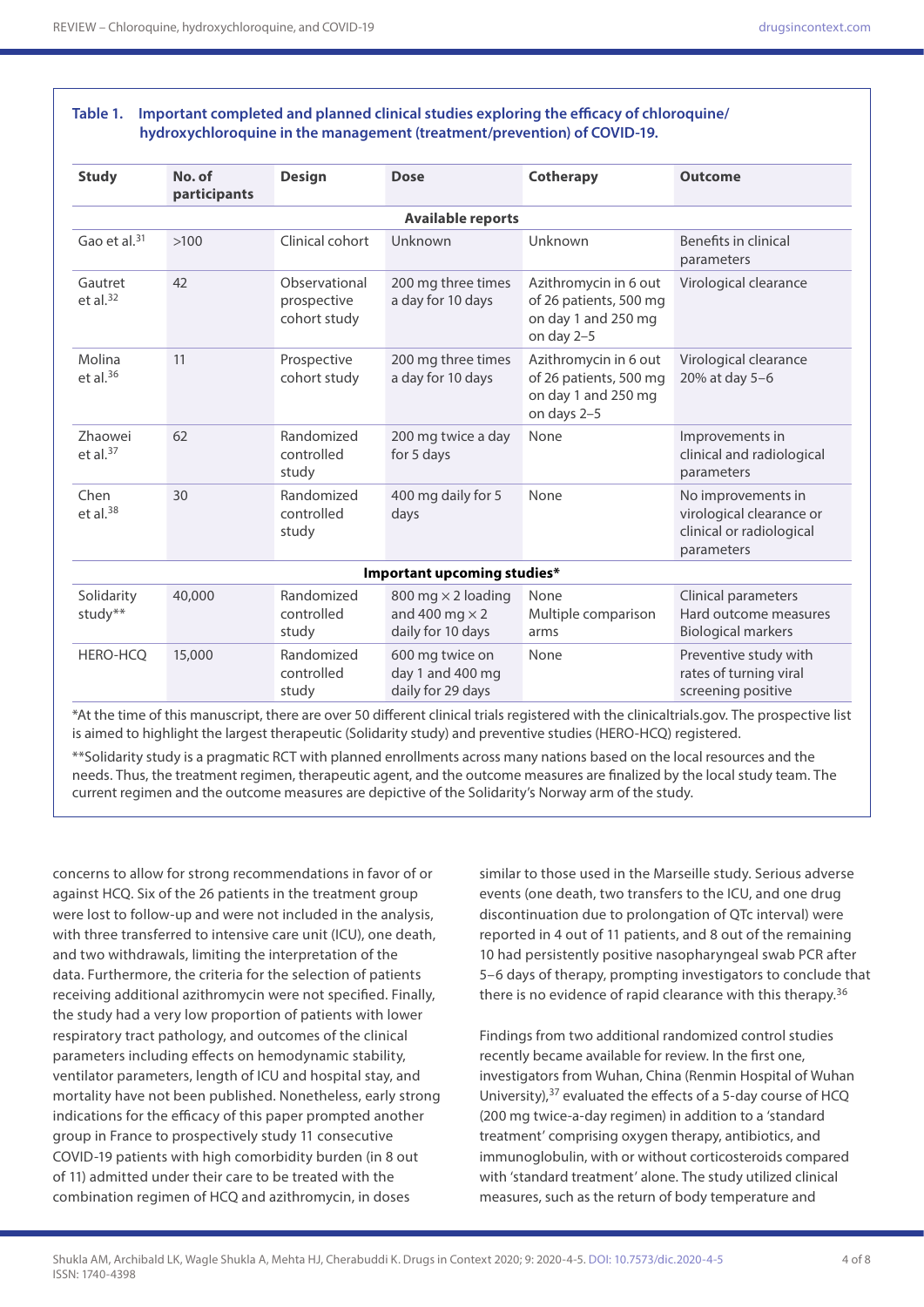**Table 1. Important completed and planned clinical studies exploring the efficacy of chloroquine/hydroxychloroquine in the management (treatment/prevention) of COVID-19.**

| Study | No. of participants | Design | Dose | Cotherapy | Outcome |
|---|---|---|---|---|---|
| **Available reports** | | | | | |
| Gao et al.[31] | >100 | Clinical cohort | Unknown | Unknown | Benefits in clinical parameters |
| Gautret et al.[32] | 42 | Observational prospective cohort study | 200 mg three times a day for 10 days | Azithromycin in 6 out of 26 patients, 500 mg on day 1 and 250 mg on day 2–5 | Virological clearance |
| Molina et al.[36] | 11 | Prospective cohort study | 200 mg three times a day for 10 days | Azithromycin in 6 out of 26 patients, 500 mg on day 1 and 250 mg on days 2–5 | Virological clearance 20% at day 5–6 |
| Zhaowei et al.[37] | 62 | Randomized controlled study | 200 mg twice a day for 5 days | None | Improvements in clinical and radiological parameters |
| Chen et al.[38] | 30 | Randomized controlled study | 400 mg daily for 5 days | None | No improvements in virological clearance or clinical or radiological parameters |
| **Important upcoming studies*** | | | | | |
| Solidarity study** | 40,000 | Randomized controlled study | 800 mg × 2 loading and 400 mg × 2 daily for 10 days | None Multiple comparison arms | Clinical parameters Hard outcome measures Biological markers |
| HERO-HCQ | 15,000 | Randomized controlled study | 600 mg twice on day 1 and 400 mg daily for 29 days | None | Preventive study with rates of turning viral screening positive |

*At the time of this manuscript, there are over 50 different clinical trials registered with the clinicaltrials.gov. The prospective list is aimed to highlight the largest therapeutic (Solidarity study) and preventive studies (HERO-HCQ) registered.

**Solidarity study is a pragmatic RCT with planned enrollments across many nations based on the local resources and the needs. Thus, the treatment regimen, therapeutic agent, and the outcome measures are finalized by the local study team. The current regimen and the outcome measures are depictive of the Solidarity's Norway arm of the study.

concerns to allow for strong recommendations in favor of or against HCQ. Six of the 26 patients in the treatment group were lost to follow-up and were not included in the analysis, with three transferred to intensive care unit (ICU), one death, and two withdrawals, limiting the interpretation of the data. Furthermore, the criteria for the selection of patients receiving additional azithromycin were not specified. Finally, the study had a very low proportion of patients with lower respiratory tract pathology, and outcomes of the clinical parameters including effects on hemodynamic stability, ventilator parameters, length of ICU and hospital stay, and mortality have not been published. Nonetheless, early strong indications for the efficacy of this paper prompted another group in France to prospectively study 11 consecutive COVID-19 patients with high comorbidity burden (in 8 out of 11) admitted under their care to be treated with the combination regimen of HCQ and azithromycin, in doses similar to those used in the Marseille study. Serious adverse events (one death, two transfers to the ICU, and one drug discontinuation due to prolongation of QTc interval) were reported in 4 out of 11 patients, and 8 out of the remaining 10 had persistently positive nasopharyngeal swab PCR after 5–6 days of therapy, prompting investigators to conclude that there is no evidence of rapid clearance with this therapy.[36]

Findings from two additional randomized control studies recently became available for review. In the first one, investigators from Wuhan, China (Renmin Hospital of Wuhan University),[37] evaluated the effects of a 5-day course of HCQ (200 mg twice-a-day regimen) in addition to a 'standard treatment' comprising oxygen therapy, antibiotics, and immunoglobulin, with or without corticosteroids compared with 'standard treatment' alone. The study utilized clinical measures, such as the return of body temperature and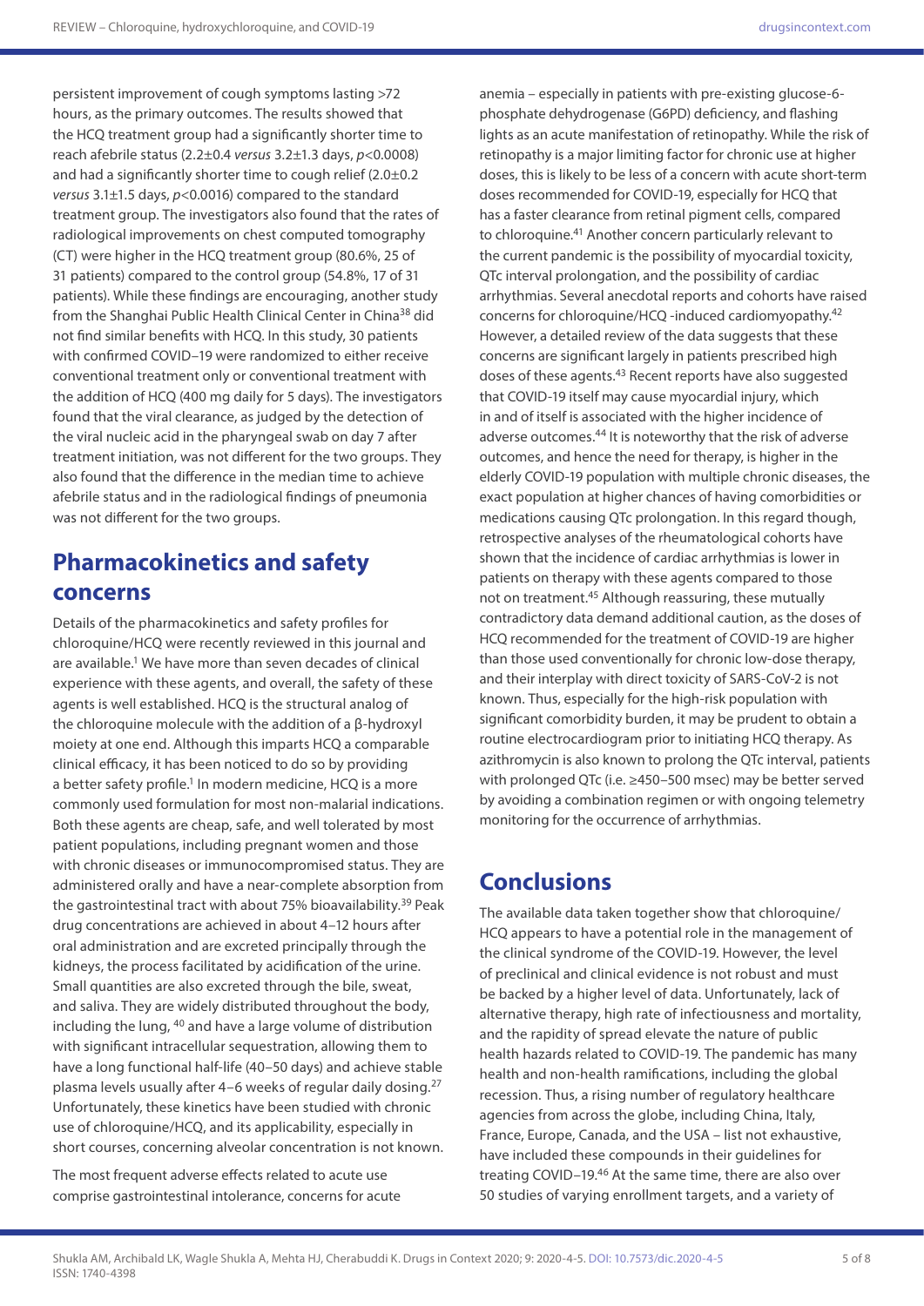persistent improvement of cough symptoms lasting >72 hours, as the primary outcomes. The results showed that the HCQ treatment group had a significantly shorter time to reach afebrile status (2.2±0.4 *versus* 3.2±1.3 days, $p<0.0008$) and had a significantly shorter time to cough relief (2.0±0.2 *versus* 3.1±1.5 days, $p<0.0016$) compared to the standard treatment group. The investigators also found that the rates of radiological improvements on chest computed tomography (CT) were higher in the HCQ treatment group (80.6%, 25 of 31 patients) compared to the control group (54.8%, 17 of 31 patients). While these findings are encouraging, another study from the Shanghai Public Health Clinical Center in China[38] did not find similar benefits with HCQ. In this study, 30 patients with confirmed COVID–19 were randomized to either receive conventional treatment only or conventional treatment with the addition of HCQ (400 mg daily for 5 days). The investigators found that the viral clearance, as judged by the detection of the viral nucleic acid in the pharyngeal swab on day 7 after treatment initiation, was not different for the two groups. They also found that the difference in the median time to achieve afebrile status and in the radiological findings of pneumonia was not different for the two groups.

## Pharmacokinetics and safety concerns

Details of the pharmacokinetics and safety profiles for chloroquine/HCQ were recently reviewed in this journal and are available.[1] We have more than seven decades of clinical experience with these agents, and overall, the safety of these agents is well established. HCQ is the structural analog of the chloroquine molecule with the addition of a β-hydroxyl moiety at one end. Although this imparts HCQ a comparable clinical efficacy, it has been noticed to do so by providing a better safety profile.[1] In modern medicine, HCQ is a more commonly used formulation for most non-malarial indications. Both these agents are cheap, safe, and well tolerated by most patient populations, including pregnant women and those with chronic diseases or immunocompromised status. They are administered orally and have a near-complete absorption from the gastrointestinal tract with about 75% bioavailability.[39] Peak drug concentrations are achieved in about 4–12 hours after oral administration and are excreted principally through the kidneys, the process facilitated by acidification of the urine. Small quantities are also excreted through the bile, sweat, and saliva. They are widely distributed throughout the body, including the lung, [40] and have a large volume of distribution with significant intracellular sequestration, allowing them to have a long functional half-life (40–50 days) and achieve stable plasma levels usually after 4–6 weeks of regular daily dosing.[27] Unfortunately, these kinetics have been studied with chronic use of chloroquine/HCQ, and its applicability, especially in short courses, concerning alveolar concentration is not known.

The most frequent adverse effects related to acute use comprise gastrointestinal intolerance, concerns for acute anemia – especially in patients with pre-existing glucose-6-phosphate dehydrogenase (G6PD) deficiency, and flashing lights as an acute manifestation of retinopathy. While the risk of retinopathy is a major limiting factor for chronic use at higher doses, this is likely to be less of a concern with acute short-term doses recommended for COVID-19, especially for HCQ that has a faster clearance from retinal pigment cells, compared to chloroquine.[41] Another concern particularly relevant to the current pandemic is the possibility of myocardial toxicity, QTc interval prolongation, and the possibility of cardiac arrhythmias. Several anecdotal reports and cohorts have raised concerns for chloroquine/HCQ -induced cardiomyopathy.[42] However, a detailed review of the data suggests that these concerns are significant largely in patients prescribed high doses of these agents.[43] Recent reports have also suggested that COVID-19 itself may cause myocardial injury, which in and of itself is associated with the higher incidence of adverse outcomes.[44] It is noteworthy that the risk of adverse outcomes, and hence the need for therapy, is higher in the elderly COVID-19 population with multiple chronic diseases, the exact population at higher chances of having comorbidities or medications causing QTc prolongation. In this regard though, retrospective analyses of the rheumatological cohorts have shown that the incidence of cardiac arrhythmias is lower in patients on therapy with these agents compared to those not on treatment.[45] Although reassuring, these mutually contradictory data demand additional caution, as the doses of HCQ recommended for the treatment of COVID-19 are higher than those used conventionally for chronic low-dose therapy, and their interplay with direct toxicity of SARS-CoV-2 is not known. Thus, especially for the high-risk population with significant comorbidity burden, it may be prudent to obtain a routine electrocardiogram prior to initiating HCQ therapy. As azithromycin is also known to prolong the QTc interval, patients with prolonged QTc (i.e. ≥450–500 msec) may be better served by avoiding a combination regimen or with ongoing telemetry monitoring for the occurrence of arrhythmias.

## Conclusions

The available data taken together show that chloroquine/HCQ appears to have a potential role in the management of the clinical syndrome of the COVID-19. However, the level of preclinical and clinical evidence is not robust and must be backed by a higher level of data. Unfortunately, lack of alternative therapy, high rate of infectiousness and mortality, and the rapidity of spread elevate the nature of public health hazards related to COVID-19. The pandemic has many health and non-health ramifications, including the global recession. Thus, a rising number of regulatory healthcare agencies from across the globe, including China, Italy, France, Europe, Canada, and the USA – list not exhaustive, have included these compounds in their guidelines for treating COVID–19.[46] At the same time, there are also over 50 studies of varying enrollment targets, and a variety of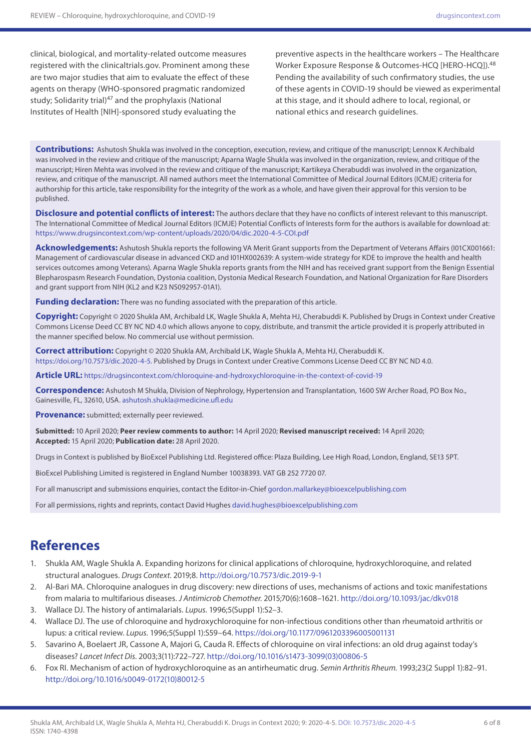clinical, biological, and mortality-related outcome measures registered with the clinicaltrials.gov. Prominent among these are two major studies that aim to evaluate the effect of these agents on therapy (WHO-sponsored pragmatic randomized study; Solidarity trial)[47] and the prophylaxis (National Institutes of Health [NIH]-sponsored study evaluating the preventive aspects in the healthcare workers – The Healthcare Worker Exposure Response & Outcomes-HCQ [HERO-HCQ]).[48] Pending the availability of such confirmatory studies, the use of these agents in COVID-19 should be viewed as experimental at this stage, and it should adhere to local, regional, or national ethics and research guidelines.

**Contributions:** Ashutosh Shukla was involved in the conception, execution, review, and critique of the manuscript; Lennox K Archibald was involved in the review and critique of the manuscript; Aparna Wagle Shukla was involved in the organization, review, and critique of the manuscript; Hiren Mehta was involved in the review and critique of the manuscript; Kartikeya Cherabuddi was involved in the organization, review, and critique of the manuscript. All named authors meet the International Committee of Medical Journal Editors (ICMJE) criteria for authorship for this article, take responsibility for the integrity of the work as a whole, and have given their approval for this version to be published.

**Disclosure and potential conflicts of interest:** The authors declare that they have no conflicts of interest relevant to this manuscript. The International Committee of Medical Journal Editors (ICMJE) Potential Conflicts of Interests form for the authors is available for download at: https://www.drugsincontext.com/wp-content/uploads/2020/04/dic.2020-4-5-COI.pdf

**Acknowledgements:** Ashutosh Shukla reports the following VA Merit Grant supports from the Department of Veterans Affairs (I01CX001661: Management of cardiovascular disease in advanced CKD and I01HX002639: A system-wide strategy for KDE to improve the health and health services outcomes among Veterans). Aparna Wagle Shukla reports grants from the NIH and has received grant support from the Benign Essential Blepharospasm Research Foundation, Dystonia coalition, Dystonia Medical Research Foundation, and National Organization for Rare Disorders and grant support from NIH (KL2 and K23 NS092957-01A1).

**Funding declaration:** There was no funding associated with the preparation of this article.

**Copyright:** Copyright © 2020 Shukla AM, Archibald LK, Wagle Shukla A, Mehta HJ, Cherabuddi K. Published by Drugs in Context under Creative Commons License Deed CC BY NC ND 4.0 which allows anyone to copy, distribute, and transmit the article provided it is properly attributed in the manner specified below. No commercial use without permission.

**Correct attribution:** Copyright © 2020 Shukla AM, Archibald LK, Wagle Shukla A, Mehta HJ, Cherabuddi K. https://doi.org/10.7573/dic.2020-4-5. Published by Drugs in Context under Creative Commons License Deed CC BY NC ND 4.0.

**Article URL:** https://drugsincontext.com/chloroquine-and-hydroxychloroquine-in-the-context-of-covid-19

**Correspondence:** Ashutosh M Shukla, Division of Nephrology, Hypertension and Transplantation, 1600 SW Archer Road, PO Box No., Gainesville, FL, 32610, USA. ashutosh.shukla@medicine.ufl.edu

**Provenance:** submitted; externally peer reviewed.

**Submitted:** 10 April 2020; **Peer review comments to author:** 14 April 2020; **Revised manuscript received:** 14 April 2020; **Accepted:** 15 April 2020; **Publication date:** 28 April 2020.

Drugs in Context is published by BioExcel Publishing Ltd. Registered office: Plaza Building, Lee High Road, London, England, SE13 5PT.

BioExcel Publishing Limited is registered in England Number 10038393. VAT GB 252 7720 07.

For all manuscript and submissions enquiries, contact the Editor-in-Chief gordon.mallarkey@bioexcelpublishing.com

For all permissions, rights and reprints, contact David Hughes david.hughes@bioexcelpublishing.com

## References

1. Shukla AM, Wagle Shukla A. Expanding horizons for clinical applications of chloroquine, hydroxychloroquine, and related structural analogues. *Drugs Context.* 2019;8. http://doi.org/10.7573/dic.2019-9-1
2. Al-Bari MA. Chloroquine analogues in drug discovery: new directions of uses, mechanisms of actions and toxic manifestations from malaria to multifarious diseases. *J Antimicrob Chemother.* 2015;70(6):1608–1621. http://doi.org/10.1093/jac/dkv018
3. Wallace DJ. The history of antimalarials. *Lupus.* 1996;5(Suppl 1):S2–3.
4. Wallace DJ. The use of chloroquine and hydroxychloroquine for non-infectious conditions other than rheumatoid arthritis or lupus: a critical review. *Lupus.* 1996;5(Suppl 1):S59–64. https://doi.org/10.1177/0961203396005001131
5. Savarino A, Boelaert JR, Cassone A, Majori G, Cauda R. Effects of chloroquine on viral infections: an old drug against today's diseases? *Lancet Infect Dis.* 2003;3(11):722–727. http://doi.org/10.1016/s1473-3099(03)00806-5
6. Fox RI. Mechanism of action of hydroxychloroquine as an antirheumatic drug. *Semin Arthritis Rheum.* 1993;23(2 Suppl 1):82–91. http://doi.org/10.1016/s0049-0172(10)80012-5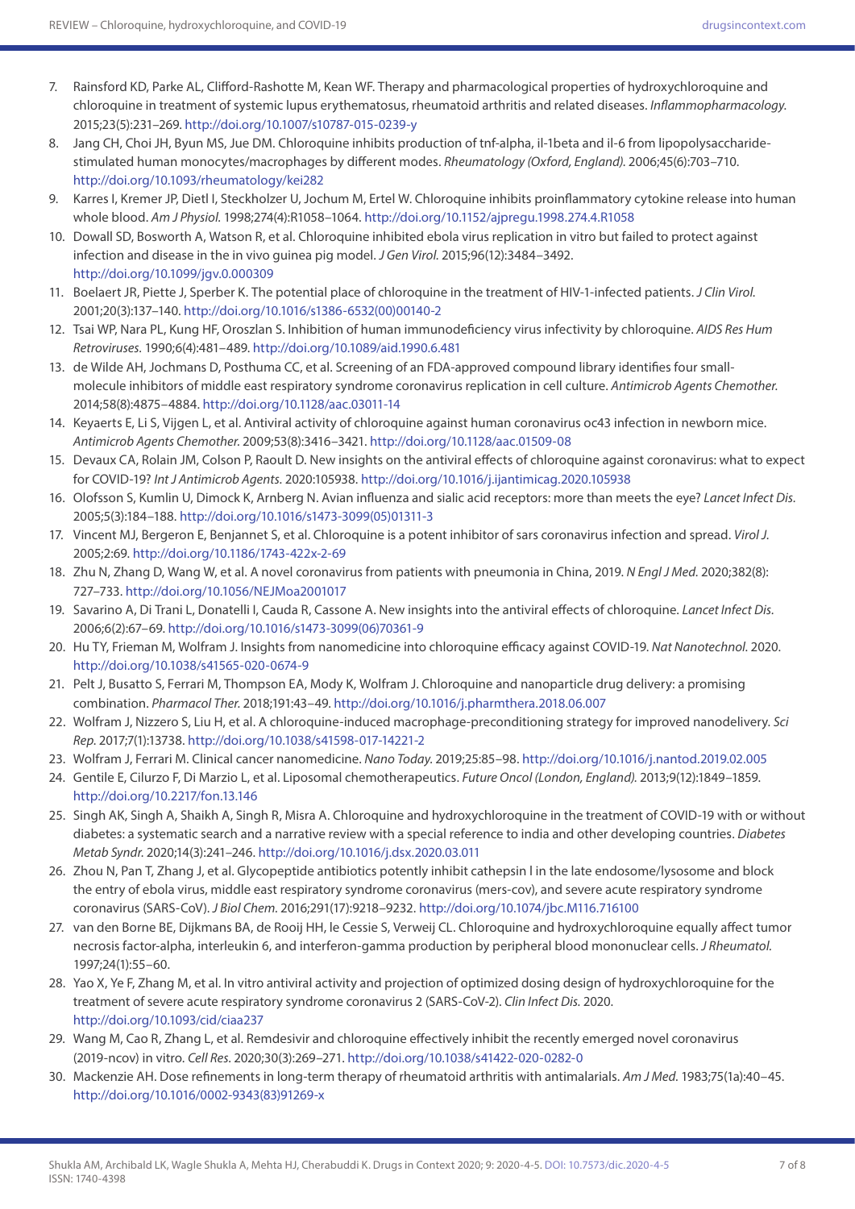7. Rainsford KD, Parke AL, Clifford-Rashotte M, Kean WF. Therapy and pharmacological properties of hydroxychloroquine and chloroquine in treatment of systemic lupus erythematosus, rheumatoid arthritis and related diseases. *Inflammopharmacology.* 2015;23(5):231–269. http://doi.org/10.1007/s10787-015-0239-y
8. Jang CH, Choi JH, Byun MS, Jue DM. Chloroquine inhibits production of tnf-alpha, il-1beta and il-6 from lipopolysaccharide-stimulated human monocytes/macrophages by different modes. *Rheumatology (Oxford, England).* 2006;45(6):703–710. http://doi.org/10.1093/rheumatology/kei282
9. Karres I, Kremer JP, Dietl I, Steckholzer U, Jochum M, Ertel W. Chloroquine inhibits proinflammatory cytokine release into human whole blood. *Am J Physiol.* 1998;274(4):R1058–1064. http://doi.org/10.1152/ajpregu.1998.274.4.R1058
10. Dowall SD, Bosworth A, Watson R, et al. Chloroquine inhibited ebola virus replication in vitro but failed to protect against infection and disease in the in vivo guinea pig model. *J Gen Virol.* 2015;96(12):3484–3492. http://doi.org/10.1099/jgv.0.000309
11. Boelaert JR, Piette J, Sperber K. The potential place of chloroquine in the treatment of HIV-1-infected patients. *J Clin Virol.* 2001;20(3):137–140. http://doi.org/10.1016/s1386-6532(00)00140-2
12. Tsai WP, Nara PL, Kung HF, Oroszlan S. Inhibition of human immunodeficiency virus infectivity by chloroquine. *AIDS Res Hum Retroviruses.* 1990;6(4):481–489. http://doi.org/10.1089/aid.1990.6.481
13. de Wilde AH, Jochmans D, Posthuma CC, et al. Screening of an FDA-approved compound library identifies four small-molecule inhibitors of middle east respiratory syndrome coronavirus replication in cell culture. *Antimicrob Agents Chemother.* 2014;58(8):4875–4884. http://doi.org/10.1128/aac.03011-14
14. Keyaerts E, Li S, Vijgen L, et al. Antiviral activity of chloroquine against human coronavirus oc43 infection in newborn mice. *Antimicrob Agents Chemother.* 2009;53(8):3416–3421. http://doi.org/10.1128/aac.01509-08
15. Devaux CA, Rolain JM, Colson P, Raoult D. New insights on the antiviral effects of chloroquine against coronavirus: what to expect for COVID-19? *Int J Antimicrob Agents.* 2020:105938. http://doi.org/10.1016/j.ijantimicag.2020.105938
16. Olofsson S, Kumlin U, Dimock K, Arnberg N. Avian influenza and sialic acid receptors: more than meets the eye? *Lancet Infect Dis.* 2005;5(3):184–188. http://doi.org/10.1016/s1473-3099(05)01311-3
17. Vincent MJ, Bergeron E, Benjannet S, et al. Chloroquine is a potent inhibitor of sars coronavirus infection and spread. *Virol J.* 2005;2:69. http://doi.org/10.1186/1743-422x-2-69
18. Zhu N, Zhang D, Wang W, et al. A novel coronavirus from patients with pneumonia in China, 2019. *N Engl J Med.* 2020;382(8):727–733. http://doi.org/10.1056/NEJMoa2001017
19. Savarino A, Di Trani L, Donatelli I, Cauda R, Cassone A. New insights into the antiviral effects of chloroquine. *Lancet Infect Dis.* 2006;6(2):67–69. http://doi.org/10.1016/s1473-3099(06)70361-9
20. Hu TY, Frieman M, Wolfram J. Insights from nanomedicine into chloroquine efficacy against COVID-19. *Nat Nanotechnol.* 2020. http://doi.org/10.1038/s41565-020-0674-9
21. Pelt J, Busatto S, Ferrari M, Thompson EA, Mody K, Wolfram J. Chloroquine and nanoparticle drug delivery: a promising combination. *Pharmacol Ther.* 2018;191:43–49. http://doi.org/10.1016/j.pharmthera.2018.06.007
22. Wolfram J, Nizzero S, Liu H, et al. A chloroquine-induced macrophage-preconditioning strategy for improved nanodelivery. *Sci Rep.* 2017;7(1):13738. http://doi.org/10.1038/s41598-017-14221-2
23. Wolfram J, Ferrari M. Clinical cancer nanomedicine. *Nano Today.* 2019;25:85–98. http://doi.org/10.1016/j.nantod.2019.02.005
24. Gentile E, Cilurzo F, Di Marzio L, et al. Liposomal chemotherapeutics. *Future Oncol (London, England).* 2013;9(12):1849–1859. http://doi.org/10.2217/fon.13.146
25. Singh AK, Singh A, Shaikh A, Singh R, Misra A. Chloroquine and hydroxychloroquine in the treatment of COVID-19 with or without diabetes: a systematic search and a narrative review with a special reference to india and other developing countries. *Diabetes Metab Syndr.* 2020;14(3):241–246. http://doi.org/10.1016/j.dsx.2020.03.011
26. Zhou N, Pan T, Zhang J, et al. Glycopeptide antibiotics potently inhibit cathepsin l in the late endosome/lysosome and block the entry of ebola virus, middle east respiratory syndrome coronavirus (mers-cov), and severe acute respiratory syndrome coronavirus (SARS-CoV). *J Biol Chem.* 2016;291(17):9218–9232. http://doi.org/10.1074/jbc.M116.716100
27. van den Borne BE, Dijkmans BA, de Rooij HH, le Cessie S, Verweij CL. Chloroquine and hydroxychloroquine equally affect tumor necrosis factor-alpha, interleukin 6, and interferon-gamma production by peripheral blood mononuclear cells. *J Rheumatol.* 1997;24(1):55–60.
28. Yao X, Ye F, Zhang M, et al. In vitro antiviral activity and projection of optimized dosing design of hydroxychloroquine for the treatment of severe acute respiratory syndrome coronavirus 2 (SARS-CoV-2). *Clin Infect Dis.* 2020. http://doi.org/10.1093/cid/ciaa237
29. Wang M, Cao R, Zhang L, et al. Remdesivir and chloroquine effectively inhibit the recently emerged novel coronavirus (2019-ncov) in vitro. *Cell Res.* 2020;30(3):269–271. http://doi.org/10.1038/s41422-020-0282-0
30. Mackenzie AH. Dose refinements in long-term therapy of rheumatoid arthritis with antimalarials. *Am J Med.* 1983;75(1a):40–45. http://doi.org/10.1016/0002-9343(83)91269-x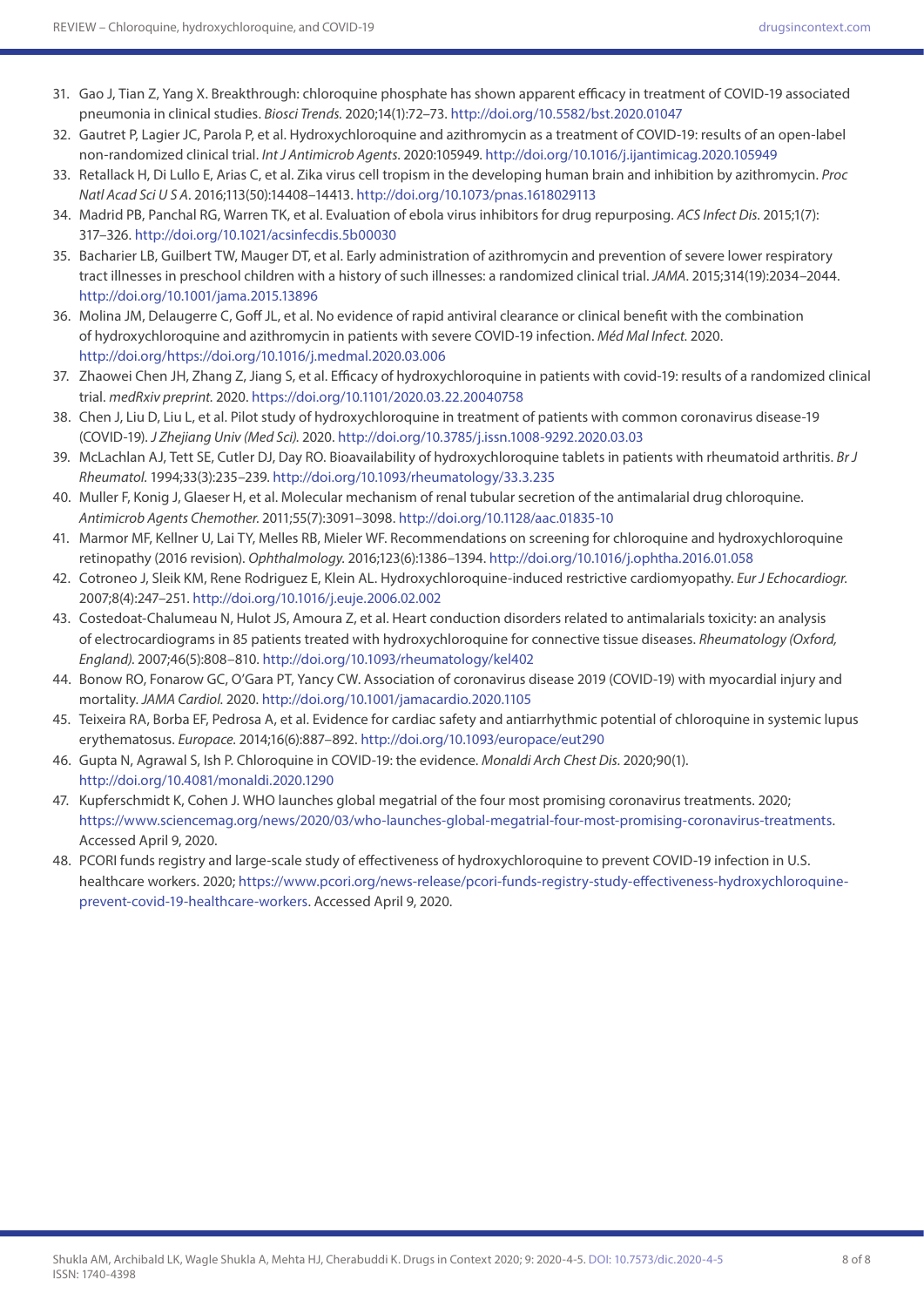31. Gao J, Tian Z, Yang X. Breakthrough: chloroquine phosphate has shown apparent efficacy in treatment of COVID-19 associated pneumonia in clinical studies. *Biosci Trends.* 2020;14(1):72–73. http://doi.org/10.5582/bst.2020.01047
32. Gautret P, Lagier JC, Parola P, et al. Hydroxychloroquine and azithromycin as a treatment of COVID-19: results of an open-label non-randomized clinical trial. *Int J Antimicrob Agents.* 2020:105949. http://doi.org/10.1016/j.ijantimicag.2020.105949
33. Retallack H, Di Lullo E, Arias C, et al. Zika virus cell tropism in the developing human brain and inhibition by azithromycin. *Proc Natl Acad Sci U S A.* 2016;113(50):14408–14413. http://doi.org/10.1073/pnas.1618029113
34. Madrid PB, Panchal RG, Warren TK, et al. Evaluation of ebola virus inhibitors for drug repurposing. *ACS Infect Dis.* 2015;1(7): 317–326. http://doi.org/10.1021/acsinfecdis.5b00030
35. Bacharier LB, Guilbert TW, Mauger DT, et al. Early administration of azithromycin and prevention of severe lower respiratory tract illnesses in preschool children with a history of such illnesses: a randomized clinical trial. *JAMA.* 2015;314(19):2034–2044. http://doi.org/10.1001/jama.2015.13896
36. Molina JM, Delaugerre C, Goff JL, et al. No evidence of rapid antiviral clearance or clinical benefit with the combination of hydroxychloroquine and azithromycin in patients with severe COVID-19 infection. *Méd Mal Infect.* 2020. http://doi.org/https://doi.org/10.1016/j.medmal.2020.03.006
37. Zhaowei Chen JH, Zhang Z, Jiang S, et al. Efficacy of hydroxychloroquine in patients with covid-19: results of a randomized clinical trial. *medRxiv preprint.* 2020. https://doi.org/10.1101/2020.03.22.20040758
38. Chen J, Liu D, Liu L, et al. Pilot study of hydroxychloroquine in treatment of patients with common coronavirus disease-19 (COVID-19). *J Zhejiang Univ (Med Sci).* 2020. http://doi.org/10.3785/j.issn.1008-9292.2020.03.03
39. McLachlan AJ, Tett SE, Cutler DJ, Day RO. Bioavailability of hydroxychloroquine tablets in patients with rheumatoid arthritis. *Br J Rheumatol.* 1994;33(3):235–239. http://doi.org/10.1093/rheumatology/33.3.235
40. Muller F, Konig J, Glaeser H, et al. Molecular mechanism of renal tubular secretion of the antimalarial drug chloroquine. *Antimicrob Agents Chemother.* 2011;55(7):3091–3098. http://doi.org/10.1128/aac.01835-10
41. Marmor MF, Kellner U, Lai TY, Melles RB, Mieler WF. Recommendations on screening for chloroquine and hydroxychloroquine retinopathy (2016 revision). *Ophthalmology.* 2016;123(6):1386–1394. http://doi.org/10.1016/j.ophtha.2016.01.058
42. Cotroneo J, Sleik KM, Rene Rodriguez E, Klein AL. Hydroxychloroquine-induced restrictive cardiomyopathy. *Eur J Echocardiogr.* 2007;8(4):247–251. http://doi.org/10.1016/j.euje.2006.02.002
43. Costedoat-Chalumeau N, Hulot JS, Amoura Z, et al. Heart conduction disorders related to antimalarials toxicity: an analysis of electrocardiograms in 85 patients treated with hydroxychloroquine for connective tissue diseases. *Rheumatology (Oxford, England).* 2007;46(5):808–810. http://doi.org/10.1093/rheumatology/kel402
44. Bonow RO, Fonarow GC, O'Gara PT, Yancy CW. Association of coronavirus disease 2019 (COVID-19) with myocardial injury and mortality. *JAMA Cardiol.* 2020. http://doi.org/10.1001/jamacardio.2020.1105
45. Teixeira RA, Borba EF, Pedrosa A, et al. Evidence for cardiac safety and antiarrhythmic potential of chloroquine in systemic lupus erythematosus. *Europace.* 2014;16(6):887–892. http://doi.org/10.1093/europace/eut290
46. Gupta N, Agrawal S, Ish P. Chloroquine in COVID-19: the evidence. *Monaldi Arch Chest Dis.* 2020;90(1). http://doi.org/10.4081/monaldi.2020.1290
47. Kupferschmidt K, Cohen J. WHO launches global megatrial of the four most promising coronavirus treatments. 2020; https://www.sciencemag.org/news/2020/03/who-launches-global-megatrial-four-most-promising-coronavirus-treatments. Accessed April 9, 2020.
48. PCORI funds registry and large-scale study of effectiveness of hydroxychloroquine to prevent COVID-19 infection in U.S. healthcare workers. 2020; https://www.pcori.org/news-release/pcori-funds-registry-study-effectiveness-hydroxychloroquine-prevent-covid-19-healthcare-workers. Accessed April 9, 2020.